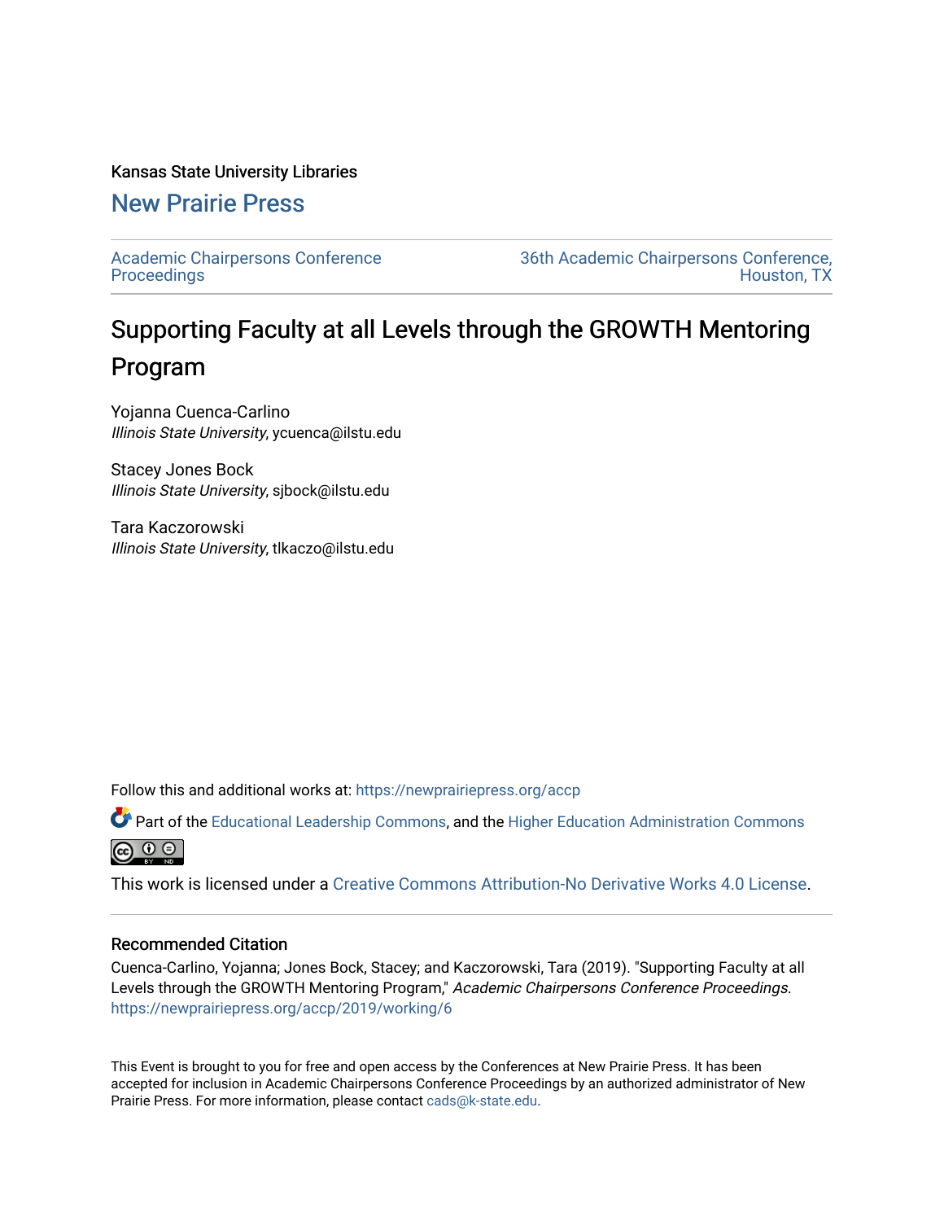Kansas State University Libraries

# New Prairie Press

Academic Chairpersons Conference Proceedings

36th Academic Chairpersons Conference, Houston, TX

## Supporting Faculty at all Levels through the GROWTH Mentoring Program

Yojanna Cuenca-Carlino
*Illinois State University*, ycuenca@ilstu.edu

Stacey Jones Bock
*Illinois State University*, sjbock@ilstu.edu

Tara Kaczorowski
*Illinois State University*, tlkaczo@ilstu.edu

Follow this and additional works at: https://newprairiepress.org/accp

Part of the Educational Leadership Commons, and the Higher Education Administration Commons

This work is licensed under a Creative Commons Attribution-No Derivative Works 4.0 License.

### Recommended Citation

Cuenca-Carlino, Yojanna; Jones Bock, Stacey; and Kaczorowski, Tara (2019). "Supporting Faculty at all Levels through the GROWTH Mentoring Program," *Academic Chairpersons Conference Proceedings*. https://newprairiepress.org/accp/2019/working/6

This Event is brought to you for free and open access by the Conferences at New Prairie Press. It has been accepted for inclusion in Academic Chairpersons Conference Proceedings by an authorized administrator of New Prairie Press. For more information, please contact cads@k-state.edu.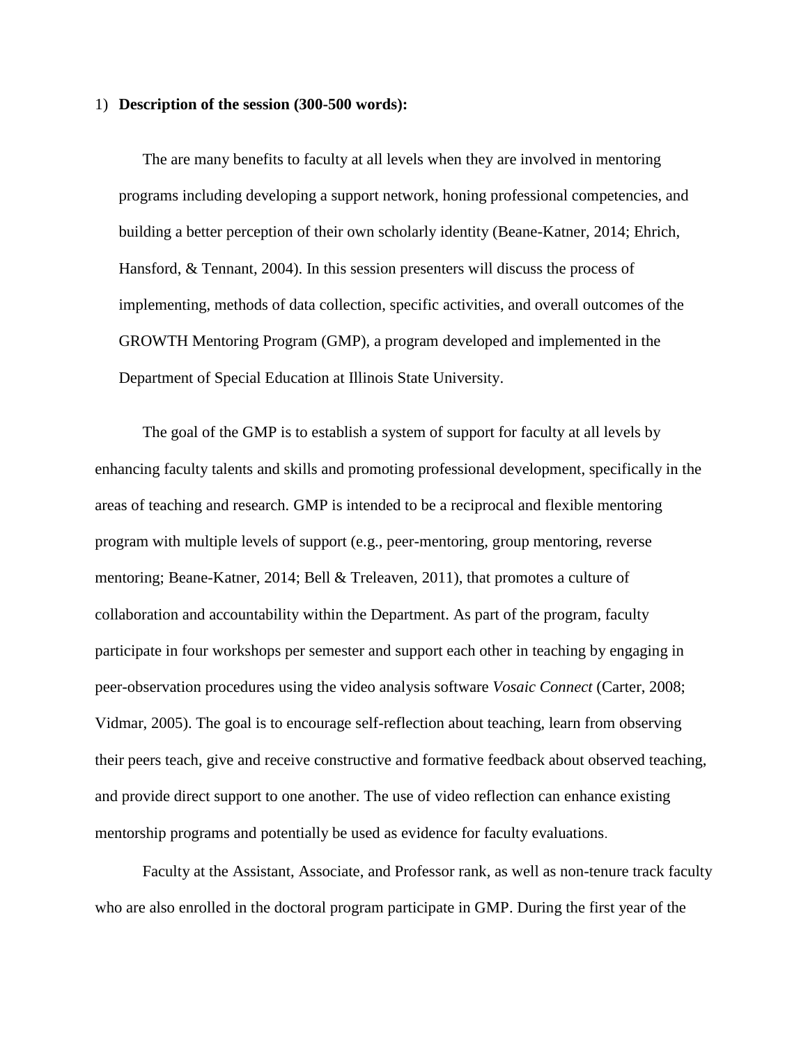1) **Description of the session (300-500 words):**

The are many benefits to faculty at all levels when they are involved in mentoring programs including developing a support network, honing professional competencies, and building a better perception of their own scholarly identity (Beane-Katner, 2014; Ehrich, Hansford, & Tennant, 2004). In this session presenters will discuss the process of implementing, methods of data collection, specific activities, and overall outcomes of the GROWTH Mentoring Program (GMP), a program developed and implemented in the Department of Special Education at Illinois State University.

The goal of the GMP is to establish a system of support for faculty at all levels by enhancing faculty talents and skills and promoting professional development, specifically in the areas of teaching and research. GMP is intended to be a reciprocal and flexible mentoring program with multiple levels of support (e.g., peer-mentoring, group mentoring, reverse mentoring; Beane-Katner, 2014; Bell & Treleaven, 2011), that promotes a culture of collaboration and accountability within the Department. As part of the program, faculty participate in four workshops per semester and support each other in teaching by engaging in peer-observation procedures using the video analysis software *Vosaic Connect* (Carter, 2008; Vidmar, 2005). The goal is to encourage self-reflection about teaching, learn from observing their peers teach, give and receive constructive and formative feedback about observed teaching, and provide direct support to one another. The use of video reflection can enhance existing mentorship programs and potentially be used as evidence for faculty evaluations.

Faculty at the Assistant, Associate, and Professor rank, as well as non-tenure track faculty who are also enrolled in the doctoral program participate in GMP. During the first year of the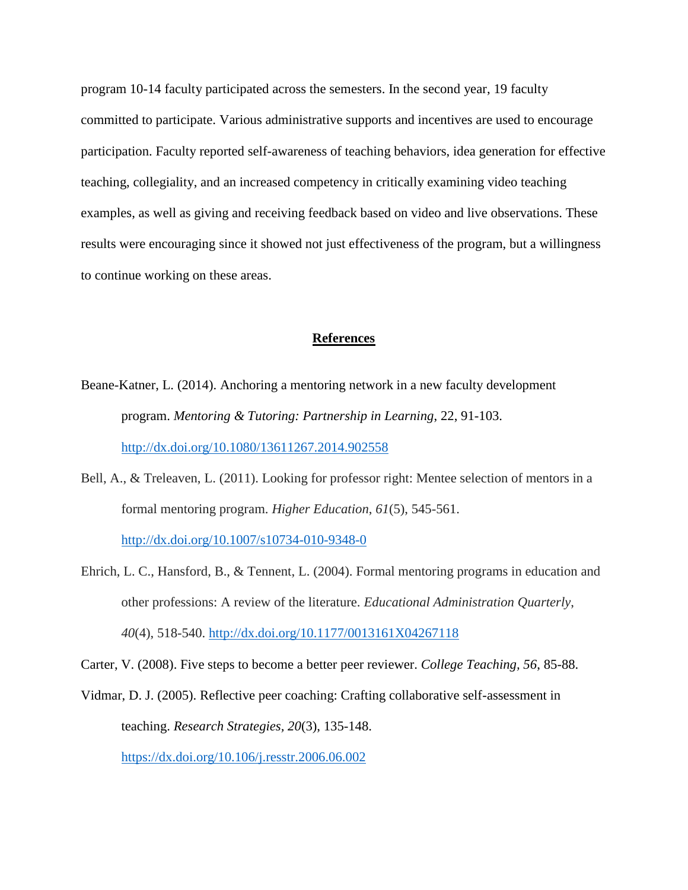program 10-14 faculty participated across the semesters. In the second year, 19 faculty committed to participate. Various administrative supports and incentives are used to encourage participation. Faculty reported self-awareness of teaching behaviors, idea generation for effective teaching, collegiality, and an increased competency in critically examining video teaching examples, as well as giving and receiving feedback based on video and live observations. These results were encouraging since it showed not just effectiveness of the program, but a willingness to continue working on these areas.

## References

Beane-Katner, L. (2014). Anchoring a mentoring network in a new faculty development program. *Mentoring & Tutoring: Partnership in Learning*, 22, 91-103. http://dx.doi.org/10.1080/13611267.2014.902558

Bell, A., & Treleaven, L. (2011). Looking for professor right: Mentee selection of mentors in a formal mentoring program. *Higher Education*, *61*(5), 545-561. http://dx.doi.org/10.1007/s10734-010-9348-0

Ehrich, L. C., Hansford, B., & Tennent, L. (2004). Formal mentoring programs in education and other professions: A review of the literature. *Educational Administration Quarterly*, *40*(4), 518-540. http://dx.doi.org/10.1177/0013161X04267118

Carter, V. (2008). Five steps to become a better peer reviewer. *College Teaching, 56*, 85-88.

Vidmar, D. J. (2005). Reflective peer coaching: Crafting collaborative self-assessment in teaching. *Research Strategies*, *20*(3), 135-148. https://dx.doi.org/10.106/j.resstr.2006.06.002